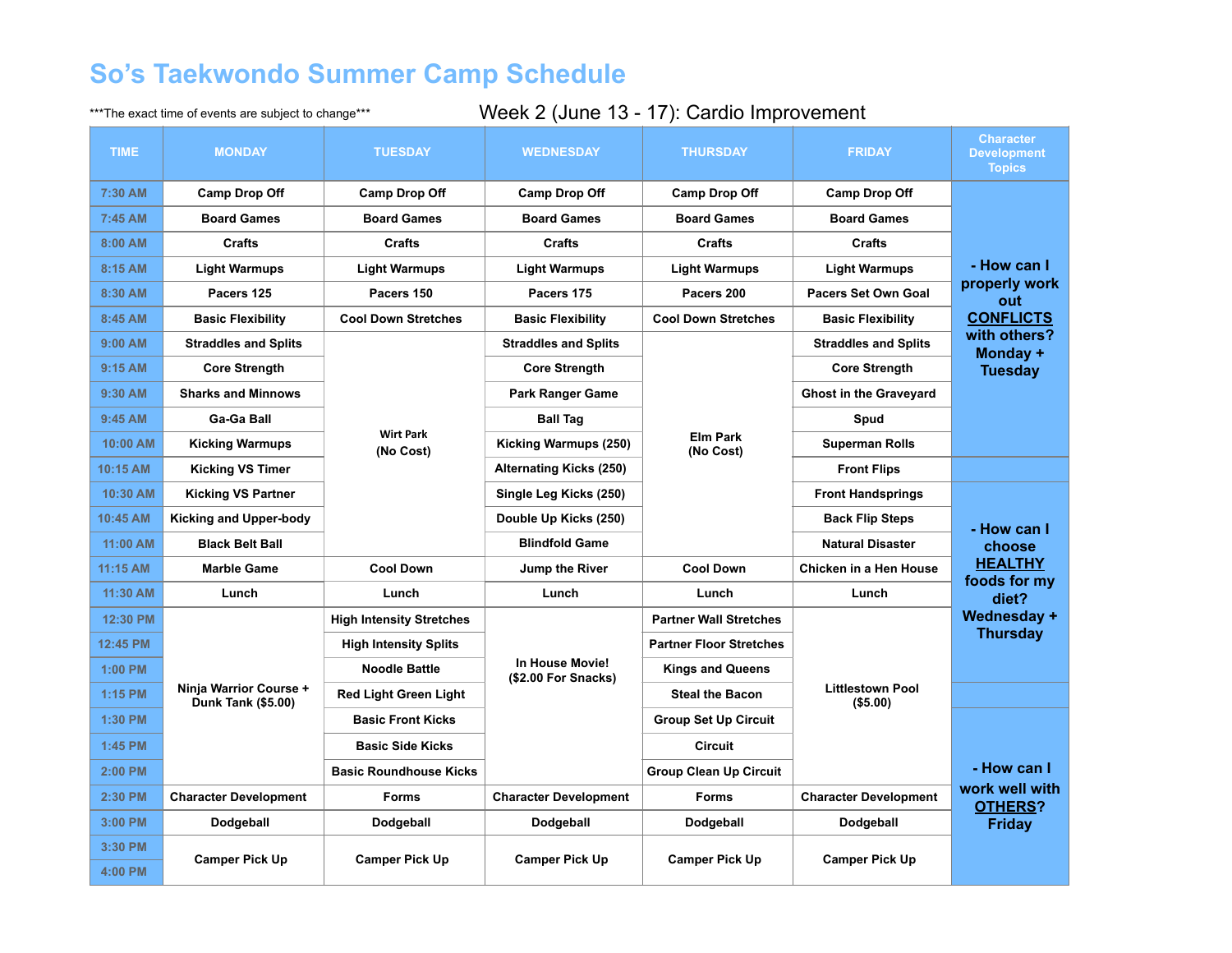# So's Taekwondo Summer Camp Schedule

***The exact time of events are subject to change***

## Week 2 (June 13 - 17): Cardio Improvement

| TIME | MONDAY | TUESDAY | WEDNESDAY | THURSDAY | FRIDAY | Character Development Topics |
|---|---|---|---|---|---|---|
| 7:30 AM | Camp Drop Off | Camp Drop Off | Camp Drop Off | Camp Drop Off | Camp Drop Off | - How can I properly work out **CONFLICTS** with others? Monday + Tuesday |
| 7:45 AM | Board Games | Board Games | Board Games | Board Games | Board Games | |
| 8:00 AM | Crafts | Crafts | Crafts | Crafts | Crafts | |
| 8:15 AM | Light Warmups | Light Warmups | Light Warmups | Light Warmups | Light Warmups | |
| 8:30 AM | Pacers 125 | Pacers 150 | Pacers 175 | Pacers 200 | Pacers Set Own Goal | |
| 8:45 AM | Basic Flexibility | Cool Down Stretches | Basic Flexibility | Cool Down Stretches | Basic Flexibility | |
| 9:00 AM | Straddles and Splits | Wirt Park (No Cost) | Straddles and Splits | Elm Park (No Cost) | Straddles and Splits | |
| 9:15 AM | Core Strength | | Core Strength | | Core Strength | |
| 9:30 AM | Sharks and Minnows | | Park Ranger Game | | Ghost in the Graveyard | |
| 9:45 AM | Ga-Ga Ball | | Ball Tag | | Spud | |
| 10:00 AM | Kicking Warmups | | Kicking Warmups (250) | | Superman Rolls | |
| 10:15 AM | Kicking VS Timer | | Alternating Kicks (250) | | Front Flips | |
| 10:30 AM | Kicking VS Partner | | Single Leg Kicks (250) | | Front Handsprings | - How can I choose **HEALTHY** foods for my diet? Wednesday + Thursday |
| 10:45 AM | Kicking and Upper-body | | Double Up Kicks (250) | | Back Flip Steps | |
| 11:00 AM | Black Belt Ball | | Blindfold Game | | Natural Disaster | |
| 11:15 AM | Marble Game | Cool Down | Jump the River | Cool Down | Chicken in a Hen House | |
| 11:30 AM | Lunch | Lunch | Lunch | Lunch | Lunch | |
| 12:30 PM | Ninja Warrior Course + Dunk Tank ($5.00) | High Intensity Stretches | In House Movie! ($2.00 For Snacks) | Partner Wall Stretches | Littlestown Pool ($5.00) | |
| 12:45 PM | | High Intensity Splits | | Partner Floor Stretches | | |
| 1:00 PM | | Noodle Battle | | Kings and Queens | | |
| 1:15 PM | | Red Light Green Light | | Steal the Bacon | | |
| 1:30 PM | | Basic Front Kicks | | Group Set Up Circuit | | - How can I work well with **OTHERS**? Friday |
| 1:45 PM | | Basic Side Kicks | | Circuit | | |
| 2:00 PM | | Basic Roundhouse Kicks | | Group Clean Up Circuit | | |
| 2:30 PM | Character Development | Forms | Character Development | Forms | Character Development | |
| 3:00 PM | Dodgeball | Dodgeball | Dodgeball | Dodgeball | Dodgeball | |
| 3:30 PM | Camper Pick Up | Camper Pick Up | Camper Pick Up | Camper Pick Up | Camper Pick Up | |
| 4:00 PM | | | | | | |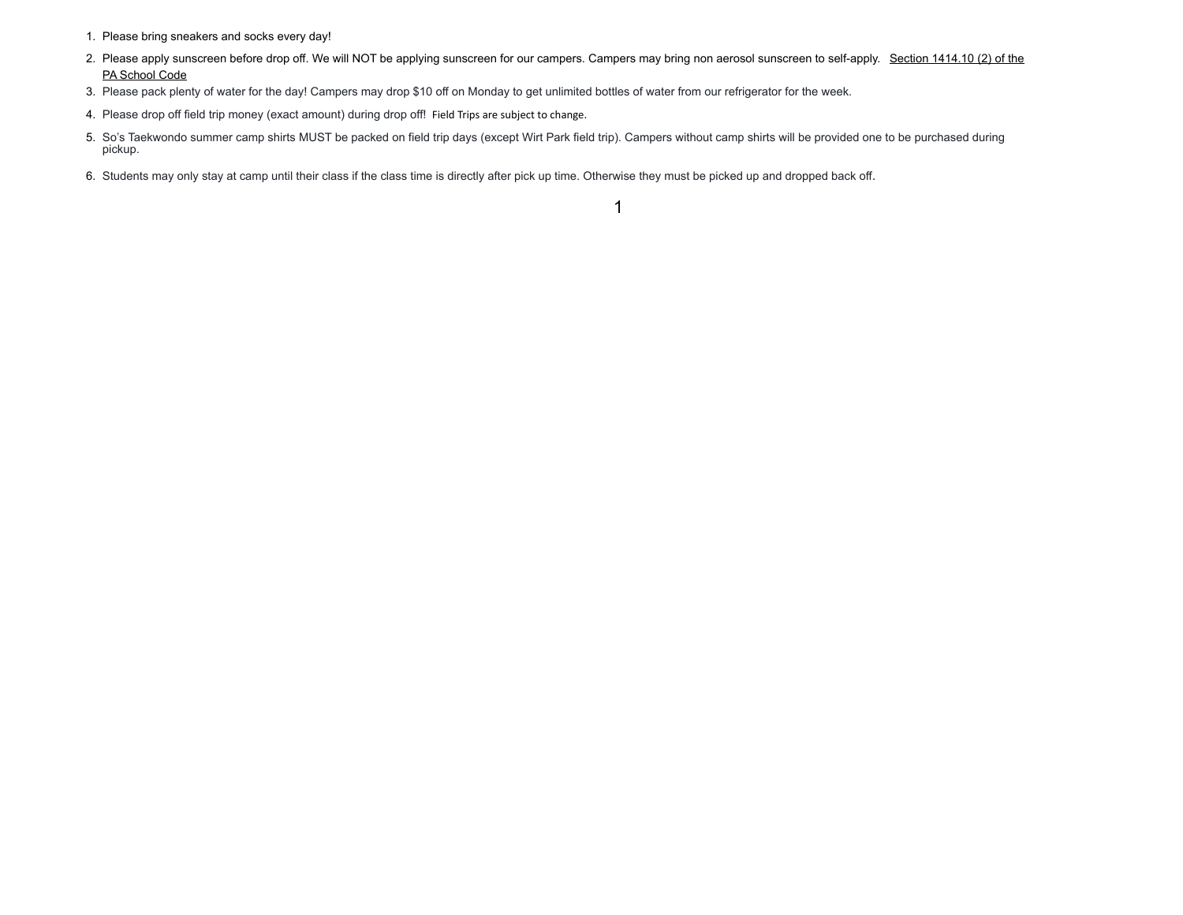1. Please bring sneakers and socks every day!
2. Please apply sunscreen before drop off. We will NOT be applying sunscreen for our campers. Campers may bring non aerosol sunscreen to self-apply. Section 1414.10 (2) of the PA School Code
3. Please pack plenty of water for the day! Campers may drop $10 off on Monday to get unlimited bottles of water from our refrigerator for the week.
4. Please drop off field trip money (exact amount) during drop off! Field Trips are subject to change.
5. So's Taekwondo summer camp shirts MUST be packed on field trip days (except Wirt Park field trip). Campers without camp shirts will be provided one to be purchased during pickup.
6. Students may only stay at camp until their class if the class time is directly after pick up time. Otherwise they must be picked up and dropped back off.